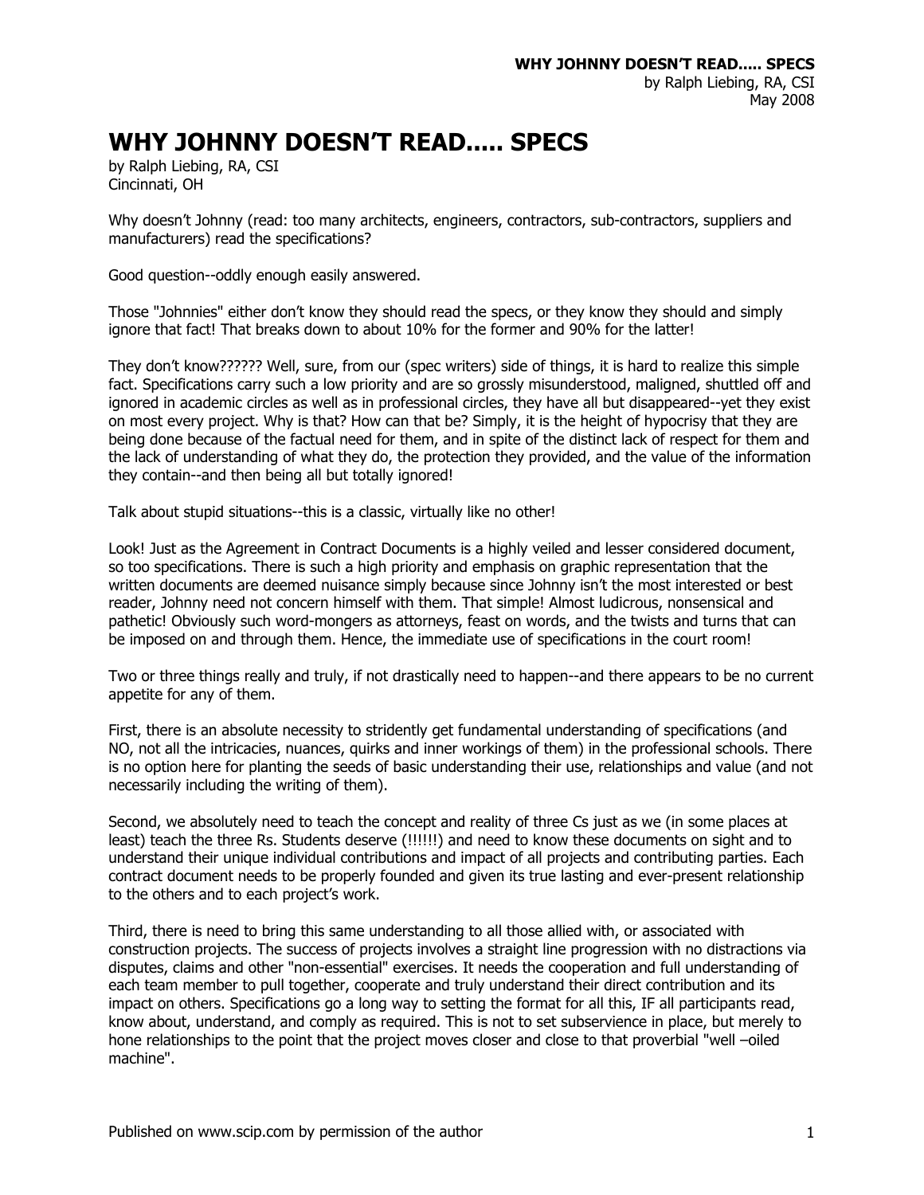# WHY JOHNNY DOESN'T READ..... SPECS

by Ralph Liebing, RA, CSI
Cincinnati, OH

Why doesn't Johnny (read: too many architects, engineers, contractors, sub-contractors, suppliers and manufacturers) read the specifications?

Good question--oddly enough easily answered.

Those "Johnnies" either don't know they should read the specs, or they know they should and simply ignore that fact! That breaks down to about 10% for the former and 90% for the latter!

They don't know?????? Well, sure, from our (spec writers) side of things, it is hard to realize this simple fact. Specifications carry such a low priority and are so grossly misunderstood, maligned, shuttled off and ignored in academic circles as well as in professional circles, they have all but disappeared--yet they exist on most every project. Why is that? How can that be? Simply, it is the height of hypocrisy that they are being done because of the factual need for them, and in spite of the distinct lack of respect for them and the lack of understanding of what they do, the protection they provided, and the value of the information they contain--and then being all but totally ignored!

Talk about stupid situations--this is a classic, virtually like no other!

Look! Just as the Agreement in Contract Documents is a highly veiled and lesser considered document, so too specifications. There is such a high priority and emphasis on graphic representation that the written documents are deemed nuisance simply because since Johnny isn't the most interested or best reader, Johnny need not concern himself with them. That simple! Almost ludicrous, nonsensical and pathetic! Obviously such word-mongers as attorneys, feast on words, and the twists and turns that can be imposed on and through them. Hence, the immediate use of specifications in the court room!

Two or three things really and truly, if not drastically need to happen--and there appears to be no current appetite for any of them.

First, there is an absolute necessity to stridently get fundamental understanding of specifications (and NO, not all the intricacies, nuances, quirks and inner workings of them) in the professional schools. There is no option here for planting the seeds of basic understanding their use, relationships and value (and not necessarily including the writing of them).

Second, we absolutely need to teach the concept and reality of three Cs just as we (in some places at least) teach the three Rs. Students deserve (!!!!!!) and need to know these documents on sight and to understand their unique individual contributions and impact of all projects and contributing parties. Each contract document needs to be properly founded and given its true lasting and ever-present relationship to the others and to each project's work.

Third, there is need to bring this same understanding to all those allied with, or associated with construction projects. The success of projects involves a straight line progression with no distractions via disputes, claims and other "non-essential" exercises. It needs the cooperation and full understanding of each team member to pull together, cooperate and truly understand their direct contribution and its impact on others. Specifications go a long way to setting the format for all this, IF all participants read, know about, understand, and comply as required. This is not to set subservience in place, but merely to hone relationships to the point that the project moves closer and close to that proverbial "well –oiled machine".

Published on www.scip.com by permission of the author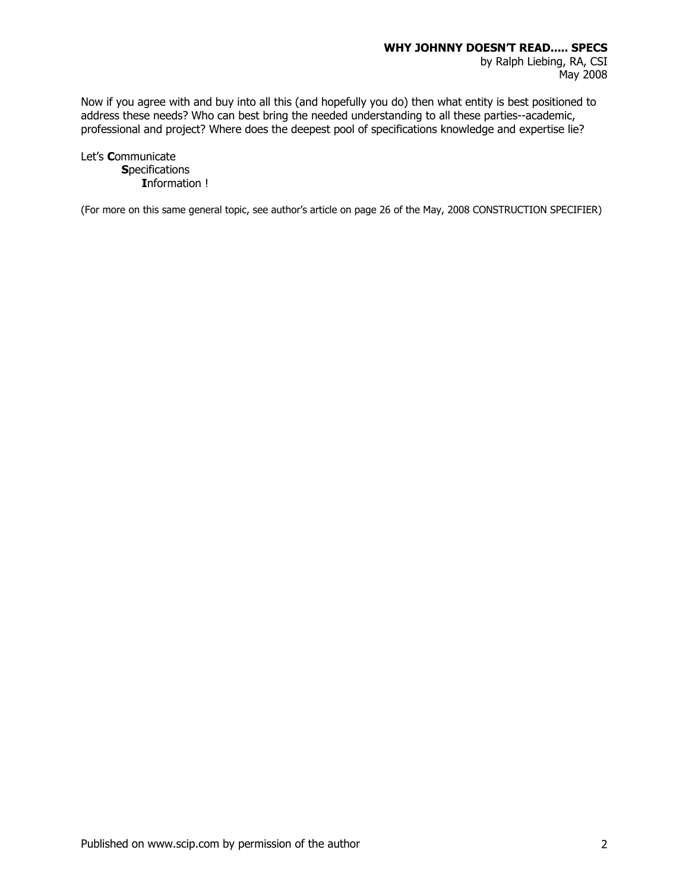Now if you agree with and buy into all this (and hopefully you do) then what entity is best positioned to address these needs? Who can best bring the needed understanding to all these parties--academic, professional and project? Where does the deepest pool of specifications knowledge and expertise lie?

Let's **C**ommunicate
**S**pecifications
**I**nformation !

(For more on this same general topic, see author's article on page 26 of the May, 2008 CONSTRUCTION SPECIFIER)